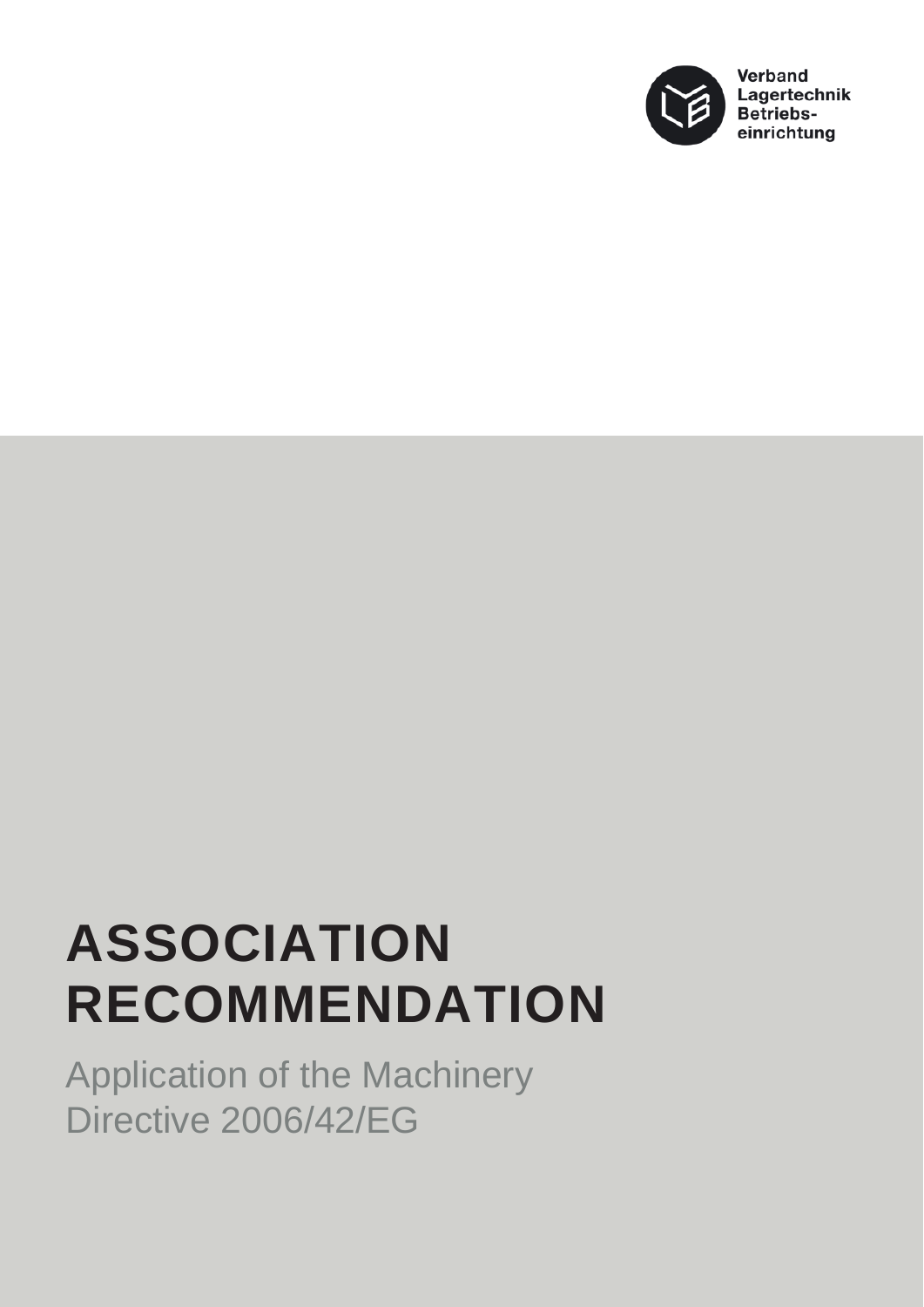Verband
Lagertechnik
Betriebs-
einrichtung

# ASSOCIATION RECOMMENDATION

Application of the Machinery Directive 2006/42/EG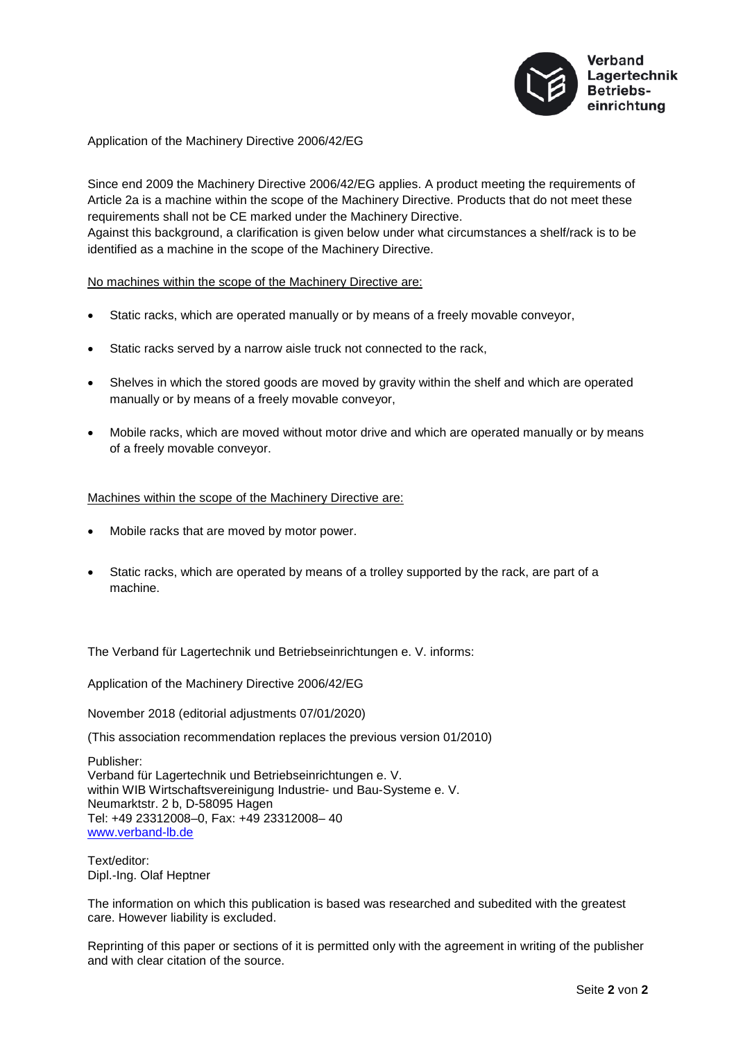Application of the Machinery Directive 2006/42/EG

Since end 2009 the Machinery Directive 2006/42/EG applies. A product meeting the requirements of Article 2a is a machine within the scope of the Machinery Directive. Products that do not meet these requirements shall not be CE marked under the Machinery Directive.
Against this background, a clarification is given below under what circumstances a shelf/rack is to be identified as a machine in the scope of the Machinery Directive.

<u>No machines within the scope of the Machinery Directive are:</u>

- Static racks, which are operated manually or by means of a freely movable conveyor,
- Static racks served by a narrow aisle truck not connected to the rack,
- Shelves in which the stored goods are moved by gravity within the shelf and which are operated manually or by means of a freely movable conveyor,
- Mobile racks, which are moved without motor drive and which are operated manually or by means of a freely movable conveyor.

<u>Machines within the scope of the Machinery Directive are:</u>

- Mobile racks that are moved by motor power.
- Static racks, which are operated by means of a trolley supported by the rack, are part of a machine.

The Verband für Lagertechnik und Betriebseinrichtungen e. V. informs:

Application of the Machinery Directive 2006/42/EG

November 2018 (editorial adjustments 07/01/2020)

(This association recommendation replaces the previous version 01/2010)

Publisher:
Verband für Lagertechnik und Betriebseinrichtungen e. V.
within WIB Wirtschaftsvereinigung Industrie- und Bau-Systeme e. V.
Neumarktstr. 2 b, D-58095 Hagen
Tel: +49 23312008–0, Fax: +49 23312008– 40
www.verband-lb.de

Text/editor:
Dipl.-Ing. Olaf Heptner

The information on which this publication is based was researched and subedited with the greatest care. However liability is excluded.

Reprinting of this paper or sections of it is permitted only with the agreement in writing of the publisher and with clear citation of the source.